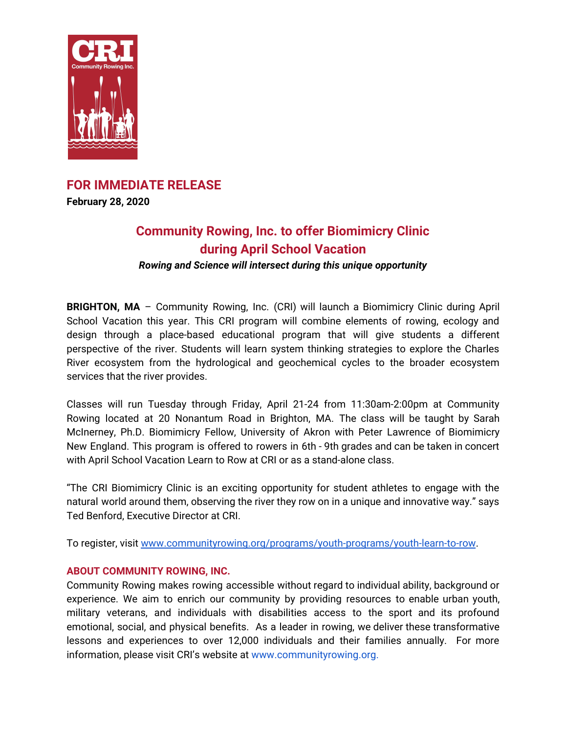**FOR IMMEDIATE RELEASE**
**February 28, 2020**

# Community Rowing, Inc. to offer Biomimicry Clinic during April School Vacation

***Rowing and Science will intersect during this unique opportunity***

**BRIGHTON, MA** – Community Rowing, Inc. (CRI) will launch a Biomimicry Clinic during April School Vacation this year. This CRI program will combine elements of rowing, ecology and design through a place-based educational program that will give students a different perspective of the river. Students will learn system thinking strategies to explore the Charles River ecosystem from the hydrological and geochemical cycles to the broader ecosystem services that the river provides.

Classes will run Tuesday through Friday, April 21-24 from 11:30am-2:00pm at Community Rowing located at 20 Nonantum Road in Brighton, MA. The class will be taught by Sarah McInerney, Ph.D. Biomimicry Fellow, University of Akron with Peter Lawrence of Biomimicry New England. This program is offered to rowers in 6th - 9th grades and can be taken in concert with April School Vacation Learn to Row at CRI or as a stand-alone class.

"The CRI Biomimicry Clinic is an exciting opportunity for student athletes to engage with the natural world around them, observing the river they row on in a unique and innovative way." says Ted Benford, Executive Director at CRI.

To register, visit [www.communityrowing.org/programs/youth-programs/youth-learn-to-row](www.communityrowing.org/programs/youth-programs/youth-learn-to-row).

## ABOUT COMMUNITY ROWING, INC.

Community Rowing makes rowing accessible without regard to individual ability, background or experience. We aim to enrich our community by providing resources to enable urban youth, military veterans, and individuals with disabilities access to the sport and its profound emotional, social, and physical benefits. As a leader in rowing, we deliver these transformative lessons and experiences to over 12,000 individuals and their families annually. For more information, please visit CRI's website at www.communityrowing.org.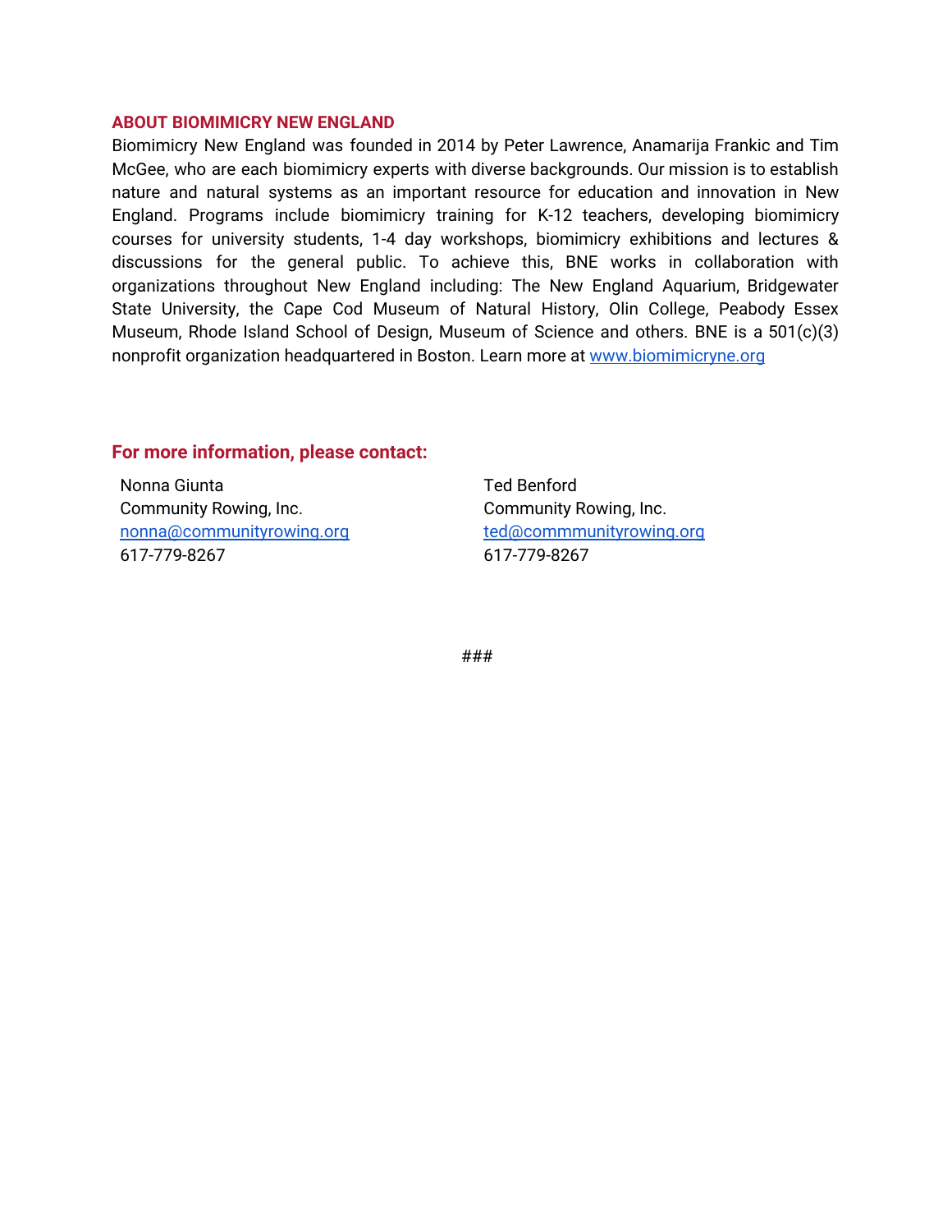## ABOUT BIOMIMICRY NEW ENGLAND

Biomimicry New England was founded in 2014 by Peter Lawrence, Anamarija Frankic and Tim McGee, who are each biomimicry experts with diverse backgrounds. Our mission is to establish nature and natural systems as an important resource for education and innovation in New England. Programs include biomimicry training for K-12 teachers, developing biomimicry courses for university students, 1-4 day workshops, biomimicry exhibitions and lectures & discussions for the general public. To achieve this, BNE works in collaboration with organizations throughout New England including: The New England Aquarium, Bridgewater State University, the Cape Cod Museum of Natural History, Olin College, Peabody Essex Museum, Rhode Island School of Design, Museum of Science and others. BNE is a 501(c)(3) nonprofit organization headquartered in Boston. Learn more at [www.biomimicryne.org](http://www.biomimicryne.org)

## For more information, please contact:

Nonna Giunta
Community Rowing, Inc.
[nonna@communityrowing.org](mailto:nonna@communityrowing.org)
617-779-8267

Ted Benford
Community Rowing, Inc.
[ted@commmunityrowing.org](mailto:ted@commmunityrowing.org)
617-779-8267

###